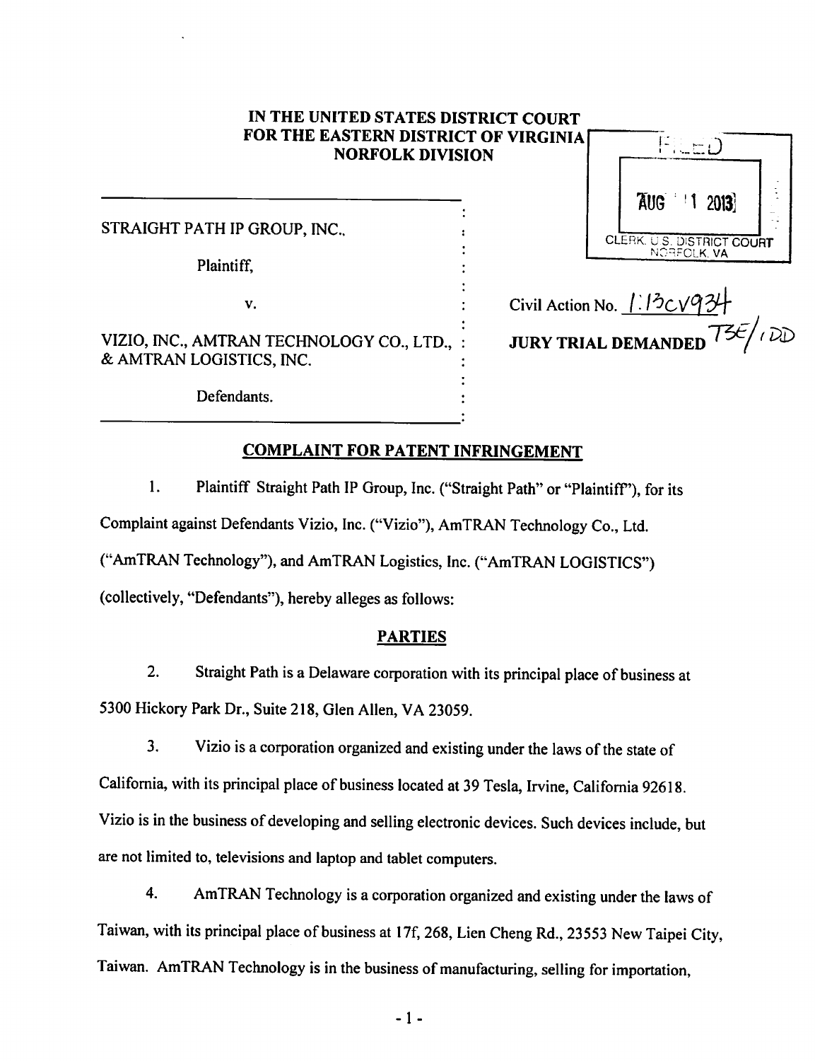IN THE UNITED STATES DISTRICT COURT
FOR THE EASTERN DISTRICT OF VIRGINIA
NORFOLK DIVISION

FILED
AUG 1 2013
CLERK, U.S. DISTRICT COURT
NORFOLK, VA

STRAIGHT PATH IP GROUP, INC.,

Plaintiff,

v.

VIZIO, INC., AMTRAN TECHNOLOGY CO., LTD., & AMTRAN LOGISTICS, INC.

Defendants.

Civil Action No. 1:13cv934

JURY TRIAL DEMANDED TSE/IDD

## COMPLAINT FOR PATENT INFRINGEMENT

1. Plaintiff Straight Path IP Group, Inc. ("Straight Path" or "Plaintiff"), for its Complaint against Defendants Vizio, Inc. ("Vizio"), AmTRAN Technology Co., Ltd. ("AmTRAN Technology"), and AmTRAN Logistics, Inc. ("AmTRAN LOGISTICS") (collectively, "Defendants"), hereby alleges as follows:

## PARTIES

2. Straight Path is a Delaware corporation with its principal place of business at 5300 Hickory Park Dr., Suite 218, Glen Allen, VA 23059.

3. Vizio is a corporation organized and existing under the laws of the state of California, with its principal place of business located at 39 Tesla, Irvine, California 92618. Vizio is in the business of developing and selling electronic devices. Such devices include, but are not limited to, televisions and laptop and tablet computers.

4. AmTRAN Technology is a corporation organized and existing under the laws of Taiwan, with its principal place of business at 17f, 268, Lien Cheng Rd., 23553 New Taipei City, Taiwan. AmTRAN Technology is in the business of manufacturing, selling for importation,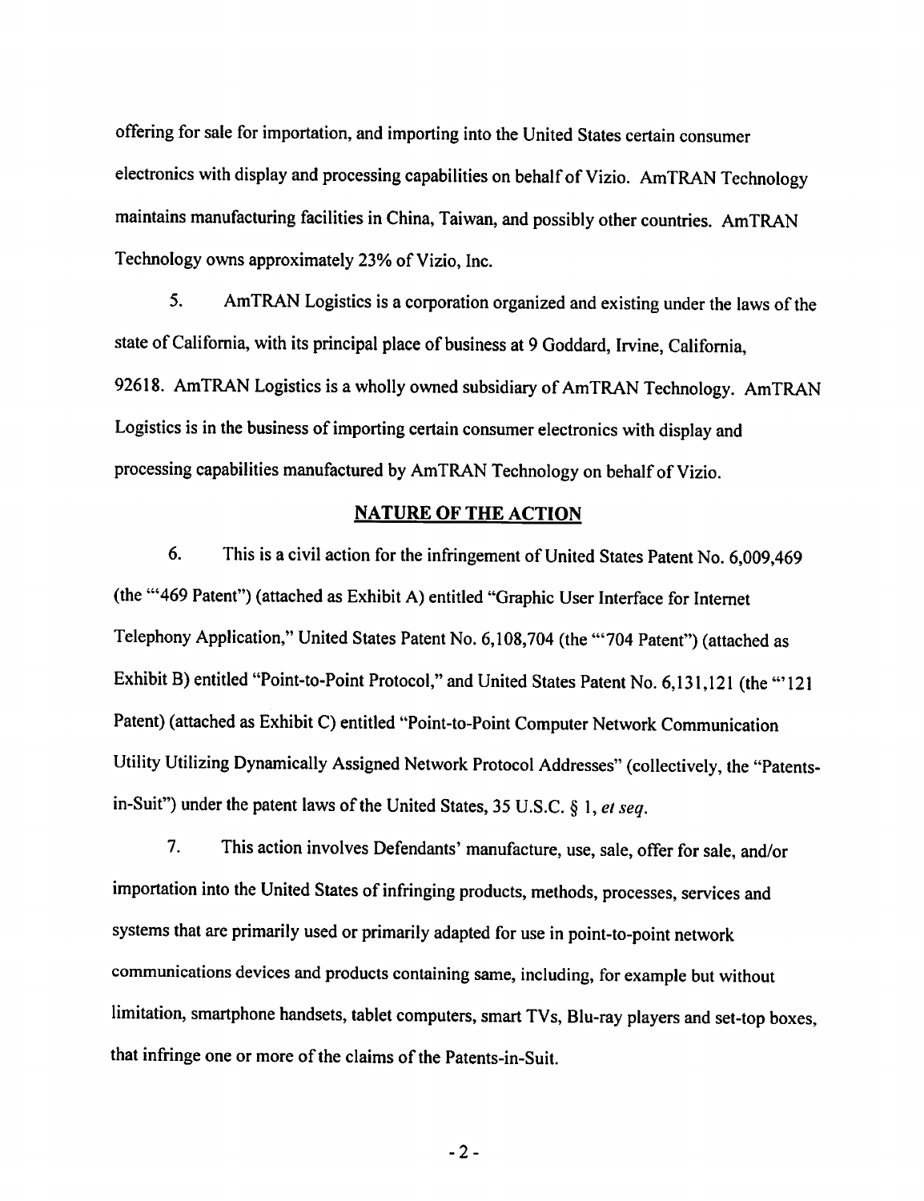offering for sale for importation, and importing into the United States certain consumer electronics with display and processing capabilities on behalf of Vizio. AmTRAN Technology maintains manufacturing facilities in China, Taiwan, and possibly other countries. AmTRAN Technology owns approximately 23% of Vizio, Inc.

5. AmTRAN Logistics is a corporation organized and existing under the laws of the state of California, with its principal place of business at 9 Goddard, Irvine, California, 92618. AmTRAN Logistics is a wholly owned subsidiary of AmTRAN Technology. AmTRAN Logistics is in the business of importing certain consumer electronics with display and processing capabilities manufactured by AmTRAN Technology on behalf of Vizio.

## NATURE OF THE ACTION

6. This is a civil action for the infringement of United States Patent No. 6,009,469 (the "'469 Patent") (attached as Exhibit A) entitled "Graphic User Interface for Internet Telephony Application," United States Patent No. 6,108,704 (the "'704 Patent") (attached as Exhibit B) entitled "Point-to-Point Protocol," and United States Patent No. 6,131,121 (the "'121 Patent) (attached as Exhibit C) entitled "Point-to-Point Computer Network Communication Utility Utilizing Dynamically Assigned Network Protocol Addresses" (collectively, the "Patents-in-Suit") under the patent laws of the United States, 35 U.S.C. § 1, *et seq.*

7. This action involves Defendants' manufacture, use, sale, offer for sale, and/or importation into the United States of infringing products, methods, processes, services and systems that are primarily used or primarily adapted for use in point-to-point network communications devices and products containing same, including, for example but without limitation, smartphone handsets, tablet computers, smart TVs, Blu-ray players and set-top boxes, that infringe one or more of the claims of the Patents-in-Suit.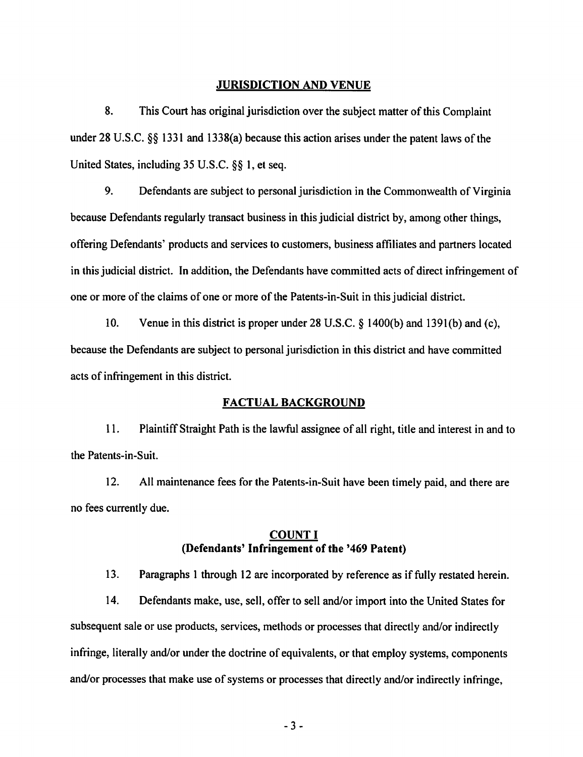## JURISDICTION AND VENUE

8. This Court has original jurisdiction over the subject matter of this Complaint under 28 U.S.C. §§ 1331 and 1338(a) because this action arises under the patent laws of the United States, including 35 U.S.C. §§ 1, et seq.

9. Defendants are subject to personal jurisdiction in the Commonwealth of Virginia because Defendants regularly transact business in this judicial district by, among other things, offering Defendants' products and services to customers, business affiliates and partners located in this judicial district. In addition, the Defendants have committed acts of direct infringement of one or more of the claims of one or more of the Patents-in-Suit in this judicial district.

10. Venue in this district is proper under 28 U.S.C. § 1400(b) and 1391(b) and (c), because the Defendants are subject to personal jurisdiction in this district and have committed acts of infringement in this district.

## FACTUAL BACKGROUND

11. Plaintiff Straight Path is the lawful assignee of all right, title and interest in and to the Patents-in-Suit.

12. All maintenance fees for the Patents-in-Suit have been timely paid, and there are no fees currently due.

## COUNT I
## (Defendants' Infringement of the '469 Patent)

13. Paragraphs 1 through 12 are incorporated by reference as if fully restated herein.

14. Defendants make, use, sell, offer to sell and/or import into the United States for subsequent sale or use products, services, methods or processes that directly and/or indirectly infringe, literally and/or under the doctrine of equivalents, or that employ systems, components and/or processes that make use of systems or processes that directly and/or indirectly infringe,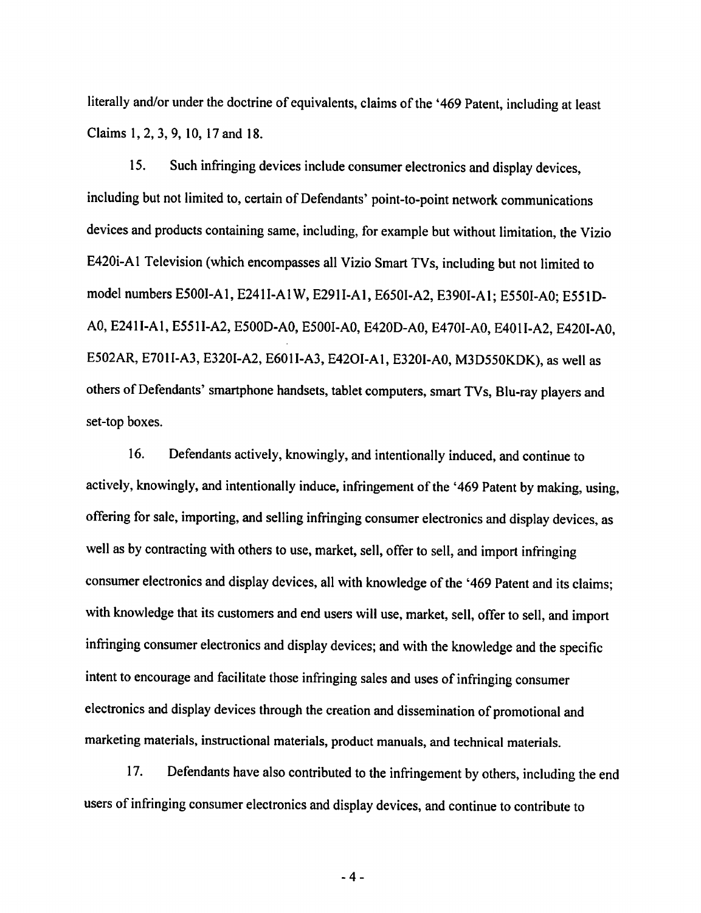literally and/or under the doctrine of equivalents, claims of the '469 Patent, including at least Claims 1, 2, 3, 9, 10, 17 and 18.

15. Such infringing devices include consumer electronics and display devices, including but not limited to, certain of Defendants' point-to-point network communications devices and products containing same, including, for example but without limitation, the Vizio E420i-A1 Television (which encompasses all Vizio Smart TVs, including but not limited to model numbers E500I-A1, E241I-A1W, E291I-A1, E650I-A2, E390I-A1; E550I-A0; E551D-A0, E241I-A1, E551I-A2, E500D-A0, E500I-A0, E420D-A0, E470I-A0, E401I-A2, E420I-A0, E502AR, E701I-A3, E320I-A2, E601I-A3, E42OI-A1, E320I-A0, M3D550KDK), as well as others of Defendants' smartphone handsets, tablet computers, smart TVs, Blu-ray players and set-top boxes.

16. Defendants actively, knowingly, and intentionally induced, and continue to actively, knowingly, and intentionally induce, infringement of the '469 Patent by making, using, offering for sale, importing, and selling infringing consumer electronics and display devices, as well as by contracting with others to use, market, sell, offer to sell, and import infringing consumer electronics and display devices, all with knowledge of the '469 Patent and its claims; with knowledge that its customers and end users will use, market, sell, offer to sell, and import infringing consumer electronics and display devices; and with the knowledge and the specific intent to encourage and facilitate those infringing sales and uses of infringing consumer electronics and display devices through the creation and dissemination of promotional and marketing materials, instructional materials, product manuals, and technical materials.

17. Defendants have also contributed to the infringement by others, including the end users of infringing consumer electronics and display devices, and continue to contribute to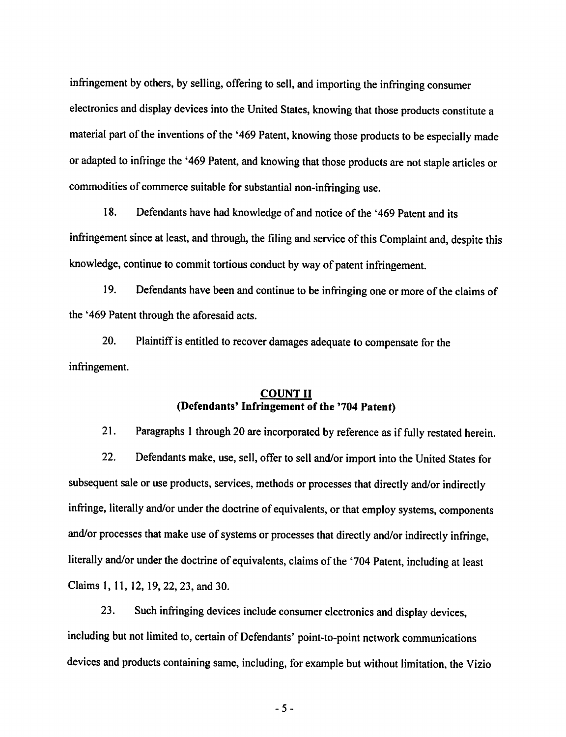infringement by others, by selling, offering to sell, and importing the infringing consumer electronics and display devices into the United States, knowing that those products constitute a material part of the inventions of the '469 Patent, knowing those products to be especially made or adapted to infringe the '469 Patent, and knowing that those products are not staple articles or commodities of commerce suitable for substantial non-infringing use.

18. Defendants have had knowledge of and notice of the '469 Patent and its infringement since at least, and through, the filing and service of this Complaint and, despite this knowledge, continue to commit tortious conduct by way of patent infringement.

19. Defendants have been and continue to be infringing one or more of the claims of the '469 Patent through the aforesaid acts.

20. Plaintiff is entitled to recover damages adequate to compensate for the infringement.

## COUNT II
## (Defendants' Infringement of the '704 Patent)

21. Paragraphs 1 through 20 are incorporated by reference as if fully restated herein.

22. Defendants make, use, sell, offer to sell and/or import into the United States for subsequent sale or use products, services, methods or processes that directly and/or indirectly infringe, literally and/or under the doctrine of equivalents, or that employ systems, components and/or processes that make use of systems or processes that directly and/or indirectly infringe, literally and/or under the doctrine of equivalents, claims of the '704 Patent, including at least Claims 1, 11, 12, 19, 22, 23, and 30.

23. Such infringing devices include consumer electronics and display devices, including but not limited to, certain of Defendants' point-to-point network communications devices and products containing same, including, for example but without limitation, the Vizio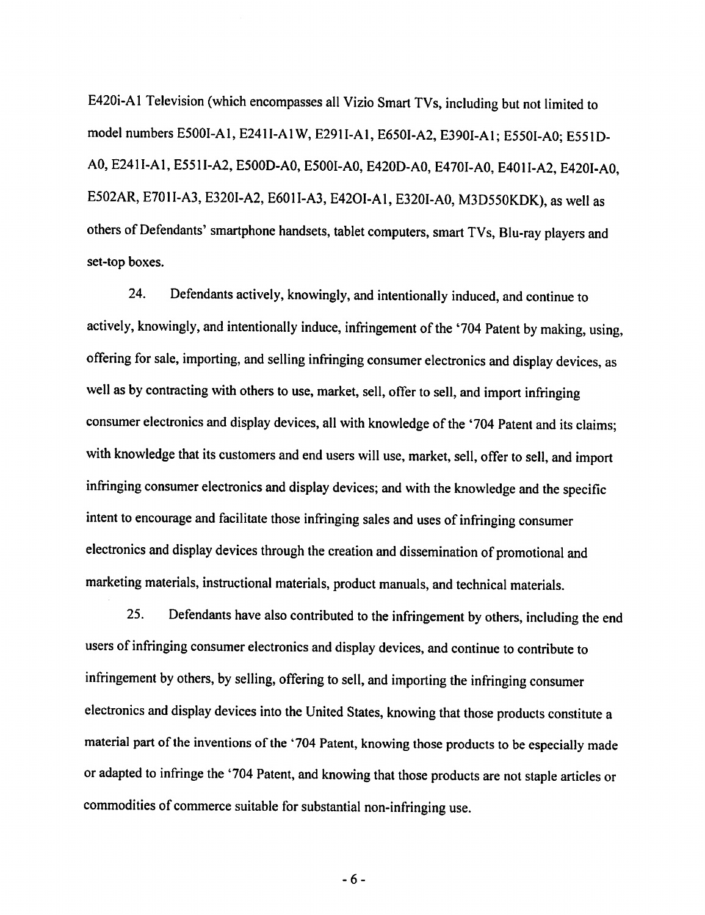E420i-A1 Television (which encompasses all Vizio Smart TVs, including but not limited to model numbers E500I-A1, E241I-A1W, E291I-A1, E650I-A2, E390I-A1; E550I-A0; E551D-A0, E241I-A1, E551I-A2, E500D-A0, E500I-A0, E420D-A0, E470I-A0, E401I-A2, E420I-A0, E502AR, E701I-A3, E320I-A2, E601I-A3, E42OI-A1, E320I-A0, M3D550KDK), as well as others of Defendants' smartphone handsets, tablet computers, smart TVs, Blu-ray players and set-top boxes.

24. Defendants actively, knowingly, and intentionally induced, and continue to actively, knowingly, and intentionally induce, infringement of the '704 Patent by making, using, offering for sale, importing, and selling infringing consumer electronics and display devices, as well as by contracting with others to use, market, sell, offer to sell, and import infringing consumer electronics and display devices, all with knowledge of the '704 Patent and its claims; with knowledge that its customers and end users will use, market, sell, offer to sell, and import infringing consumer electronics and display devices; and with the knowledge and the specific intent to encourage and facilitate those infringing sales and uses of infringing consumer electronics and display devices through the creation and dissemination of promotional and marketing materials, instructional materials, product manuals, and technical materials.

25. Defendants have also contributed to the infringement by others, including the end users of infringing consumer electronics and display devices, and continue to contribute to infringement by others, by selling, offering to sell, and importing the infringing consumer electronics and display devices into the United States, knowing that those products constitute a material part of the inventions of the '704 Patent, knowing those products to be especially made or adapted to infringe the '704 Patent, and knowing that those products are not staple articles or commodities of commerce suitable for substantial non-infringing use.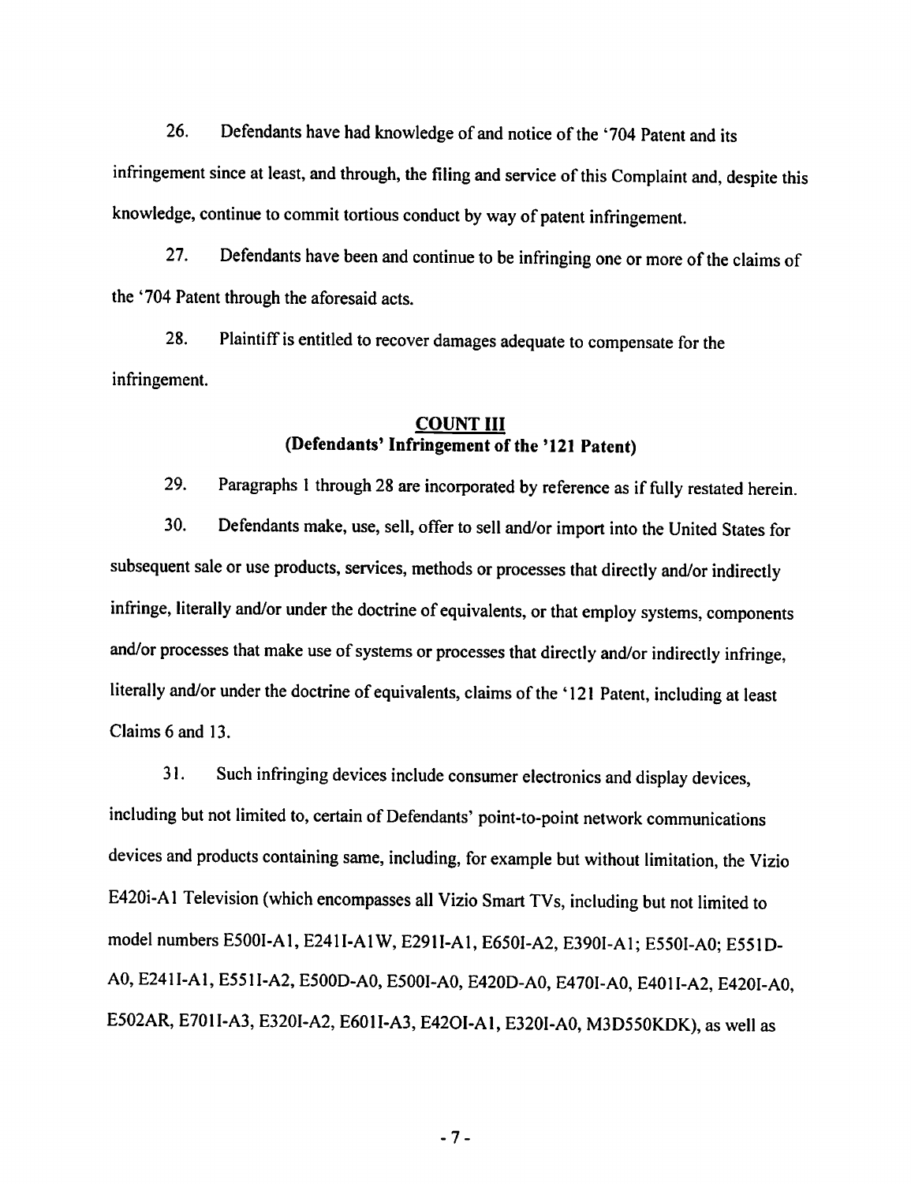26. Defendants have had knowledge of and notice of the '704 Patent and its infringement since at least, and through, the filing and service of this Complaint and, despite this knowledge, continue to commit tortious conduct by way of patent infringement.

27. Defendants have been and continue to be infringing one or more of the claims of the '704 Patent through the aforesaid acts.

28. Plaintiff is entitled to recover damages adequate to compensate for the infringement.

## COUNT III
## (Defendants' Infringement of the '121 Patent)

29. Paragraphs 1 through 28 are incorporated by reference as if fully restated herein.

30. Defendants make, use, sell, offer to sell and/or import into the United States for subsequent sale or use products, services, methods or processes that directly and/or indirectly infringe, literally and/or under the doctrine of equivalents, or that employ systems, components and/or processes that make use of systems or processes that directly and/or indirectly infringe, literally and/or under the doctrine of equivalents, claims of the '121 Patent, including at least Claims 6 and 13.

31. Such infringing devices include consumer electronics and display devices, including but not limited to, certain of Defendants' point-to-point network communications devices and products containing same, including, for example but without limitation, the Vizio E420i-A1 Television (which encompasses all Vizio Smart TVs, including but not limited to model numbers E500I-A1, E241I-A1W, E291I-A1, E650I-A2, E390I-A1; E550I-A0; E551D-A0, E241I-A1, E551I-A2, E500D-A0, E500I-A0, E420D-A0, E470I-A0, E401I-A2, E420I-A0, E502AR, E701I-A3, E320I-A2, E601I-A3, E42OI-A1, E320I-A0, M3D550KDK), as well as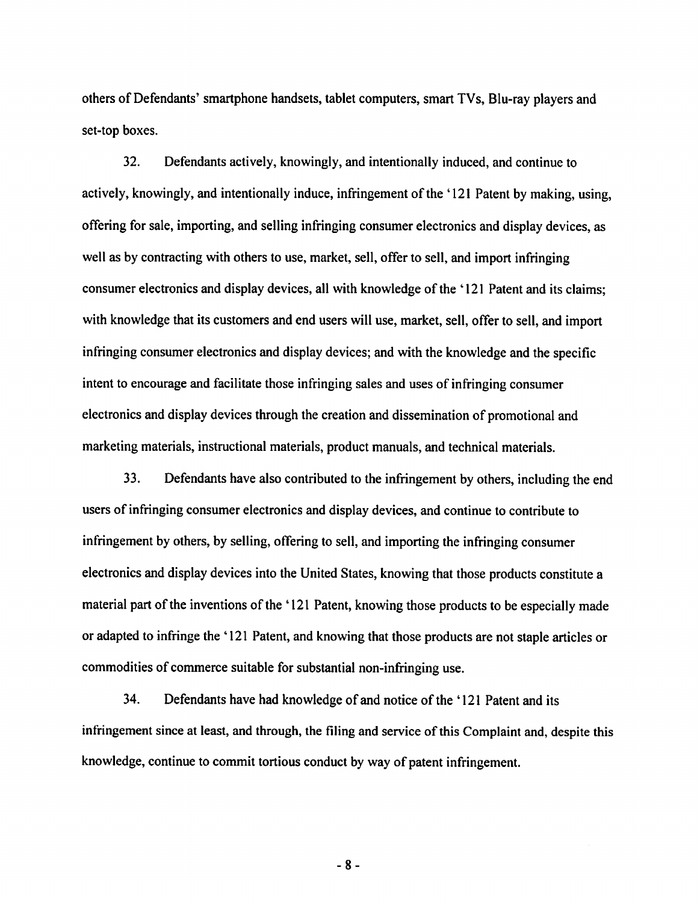others of Defendants' smartphone handsets, tablet computers, smart TVs, Blu-ray players and set-top boxes.

32. Defendants actively, knowingly, and intentionally induced, and continue to actively, knowingly, and intentionally induce, infringement of the '121 Patent by making, using, offering for sale, importing, and selling infringing consumer electronics and display devices, as well as by contracting with others to use, market, sell, offer to sell, and import infringing consumer electronics and display devices, all with knowledge of the '121 Patent and its claims; with knowledge that its customers and end users will use, market, sell, offer to sell, and import infringing consumer electronics and display devices; and with the knowledge and the specific intent to encourage and facilitate those infringing sales and uses of infringing consumer electronics and display devices through the creation and dissemination of promotional and marketing materials, instructional materials, product manuals, and technical materials.

33. Defendants have also contributed to the infringement by others, including the end users of infringing consumer electronics and display devices, and continue to contribute to infringement by others, by selling, offering to sell, and importing the infringing consumer electronics and display devices into the United States, knowing that those products constitute a material part of the inventions of the '121 Patent, knowing those products to be especially made or adapted to infringe the '121 Patent, and knowing that those products are not staple articles or commodities of commerce suitable for substantial non-infringing use.

34. Defendants have had knowledge of and notice of the '121 Patent and its infringement since at least, and through, the filing and service of this Complaint and, despite this knowledge, continue to commit tortious conduct by way of patent infringement.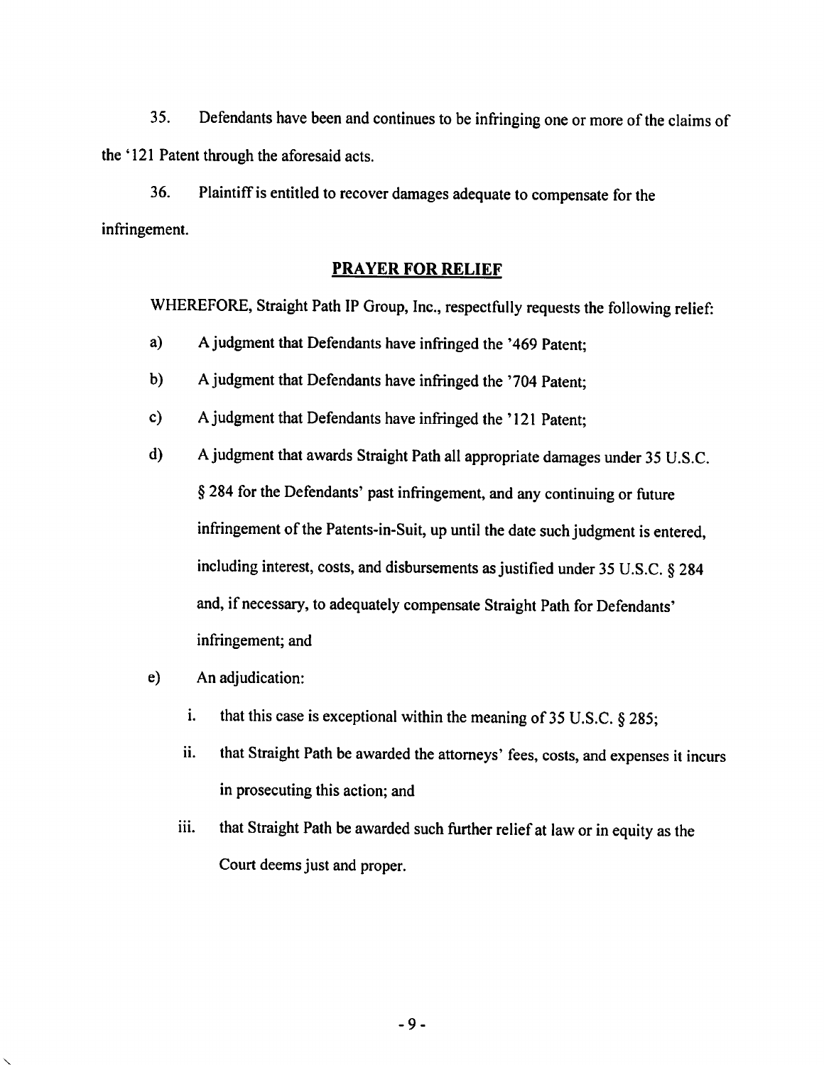35. Defendants have been and continues to be infringing one or more of the claims of the '121 Patent through the aforesaid acts.

36. Plaintiff is entitled to recover damages adequate to compensate for the infringement.

## PRAYER FOR RELIEF

WHEREFORE, Straight Path IP Group, Inc., respectfully requests the following relief:

a) A judgment that Defendants have infringed the '469 Patent;

b) A judgment that Defendants have infringed the '704 Patent;

c) A judgment that Defendants have infringed the '121 Patent;

d) A judgment that awards Straight Path all appropriate damages under 35 U.S.C. § 284 for the Defendants' past infringement, and any continuing or future infringement of the Patents-in-Suit, up until the date such judgment is entered, including interest, costs, and disbursements as justified under 35 U.S.C. § 284 and, if necessary, to adequately compensate Straight Path for Defendants' infringement; and

e) An adjudication:

   i. that this case is exceptional within the meaning of 35 U.S.C. § 285;

   ii. that Straight Path be awarded the attorneys' fees, costs, and expenses it incurs in prosecuting this action; and

   iii. that Straight Path be awarded such further relief at law or in equity as the Court deems just and proper.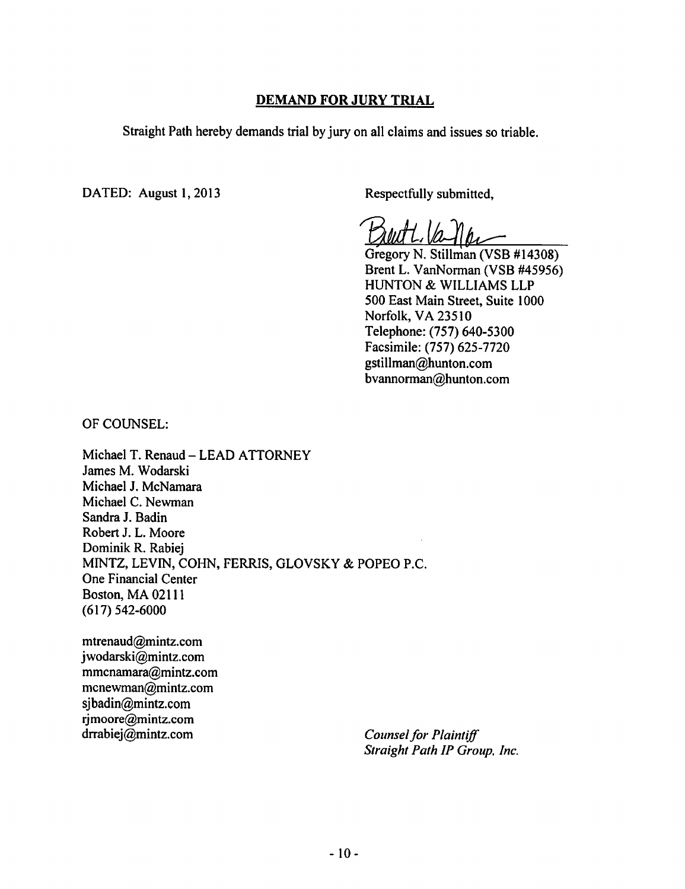## DEMAND FOR JURY TRIAL

Straight Path hereby demands trial by jury on all claims and issues so triable.

DATED: August 1, 2013

Respectfully submitted,

Gregory N. Stillman (VSB #14308)
Brent L. VanNorman (VSB #45956)
HUNTON & WILLIAMS LLP
500 East Main Street, Suite 1000
Norfolk, VA 23510
Telephone: (757) 640-5300
Facsimile: (757) 625-7720
gstillman@hunton.com
bvannorman@hunton.com

OF COUNSEL:

Michael T. Renaud – LEAD ATTORNEY
James M. Wodarski
Michael J. McNamara
Michael C. Newman
Sandra J. Badin
Robert J. L. Moore
Dominik R. Rabiej
MINTZ, LEVIN, COHN, FERRIS, GLOVSKY & POPEO P.C.
One Financial Center
Boston, MA 02111
(617) 542-6000

mtrenaud@mintz.com
jwodarski@mintz.com
mmcnamara@mintz.com
mcnewman@mintz.com
sjbadin@mintz.com
rjmoore@mintz.com
drrabiej@mintz.com

*Counsel for Plaintiff*
*Straight Path IP Group, Inc.*